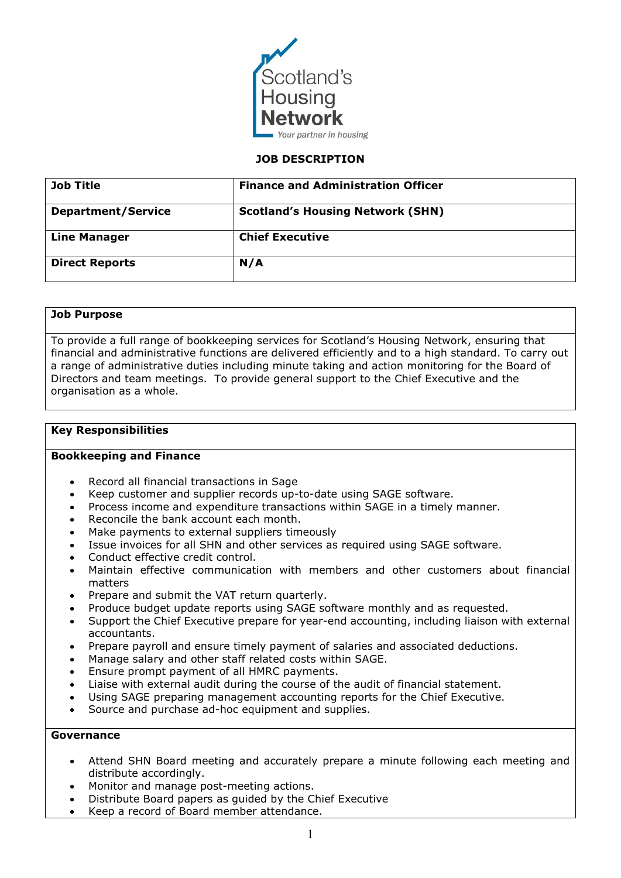Scotland's Housing Network

*Your partner in housing*

# JOB DESCRIPTION

| Job Title | Finance and Administration Officer |
| --- | --- |
| Department/Service | Scotland's Housing Network (SHN) |
| Line Manager | Chief Executive |
| Direct Reports | N/A |

## Job Purpose

To provide a full range of bookkeeping services for Scotland's Housing Network, ensuring that financial and administrative functions are delivered efficiently and to a high standard. To carry out a range of administrative duties including minute taking and action monitoring for the Board of Directors and team meetings. To provide general support to the Chief Executive and the organisation as a whole.

## Key Responsibilities

### Bookkeeping and Finance

- Record all financial transactions in Sage
- Keep customer and supplier records up-to-date using SAGE software.
- Process income and expenditure transactions within SAGE in a timely manner.
- Reconcile the bank account each month.
- Make payments to external suppliers timeously
- Issue invoices for all SHN and other services as required using SAGE software.
- Conduct effective credit control.
- Maintain effective communication with members and other customers about financial matters
- Prepare and submit the VAT return quarterly.
- Produce budget update reports using SAGE software monthly and as requested.
- Support the Chief Executive prepare for year-end accounting, including liaison with external accountants.
- Prepare payroll and ensure timely payment of salaries and associated deductions.
- Manage salary and other staff related costs within SAGE.
- Ensure prompt payment of all HMRC payments.
- Liaise with external audit during the course of the audit of financial statement.
- Using SAGE preparing management accounting reports for the Chief Executive.
- Source and purchase ad-hoc equipment and supplies.

### Governance

- Attend SHN Board meeting and accurately prepare a minute following each meeting and distribute accordingly.
- Monitor and manage post-meeting actions.
- Distribute Board papers as guided by the Chief Executive
- Keep a record of Board member attendance.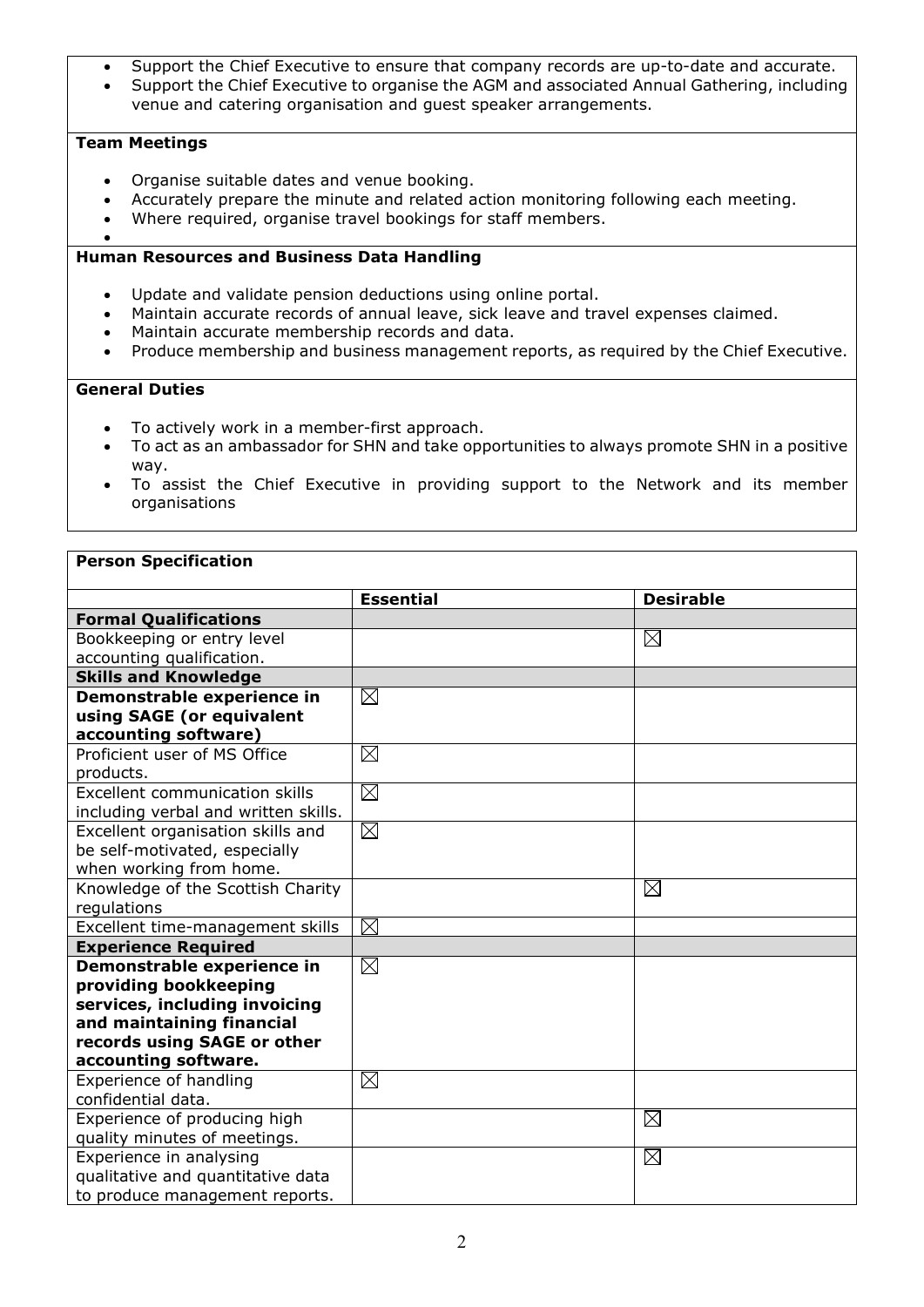- Support the Chief Executive to ensure that company records are up-to-date and accurate.
- Support the Chief Executive to organise the AGM and associated Annual Gathering, including venue and catering organisation and guest speaker arrangements.

**Team Meetings**

- Organise suitable dates and venue booking.
- Accurately prepare the minute and related action monitoring following each meeting.
- Where required, organise travel bookings for staff members.

**Human Resources and Business Data Handling**

- Update and validate pension deductions using online portal.
- Maintain accurate records of annual leave, sick leave and travel expenses claimed.
- Maintain accurate membership records and data.
- Produce membership and business management reports, as required by the Chief Executive.

**General Duties**

- To actively work in a member-first approach.
- To act as an ambassador for SHN and take opportunities to always promote SHN in a positive way.
- To assist the Chief Executive in providing support to the Network and its member organisations

**Person Specification**

| | **Essential** | **Desirable** |
|---|---|---|
| **Formal Qualifications** | | |
| Bookkeeping or entry level accounting qualification. | | ☒ |
| **Skills and Knowledge** | | |
| **Demonstrable experience in using SAGE (or equivalent accounting software)** | ☒ | |
| Proficient user of MS Office products. | ☒ | |
| Excellent communication skills including verbal and written skills. | ☒ | |
| Excellent organisation skills and be self-motivated, especially when working from home. | ☒ | |
| Knowledge of the Scottish Charity regulations | | ☒ |
| Excellent time-management skills | ☒ | |
| **Experience Required** | | |
| **Demonstrable experience in providing bookkeeping services, including invoicing and maintaining financial records using SAGE or other accounting software.** | ☒ | |
| Experience of handling confidential data. | ☒ | |
| Experience of producing high quality minutes of meetings. | | ☒ |
| Experience in analysing qualitative and quantitative data to produce management reports. | | ☒ |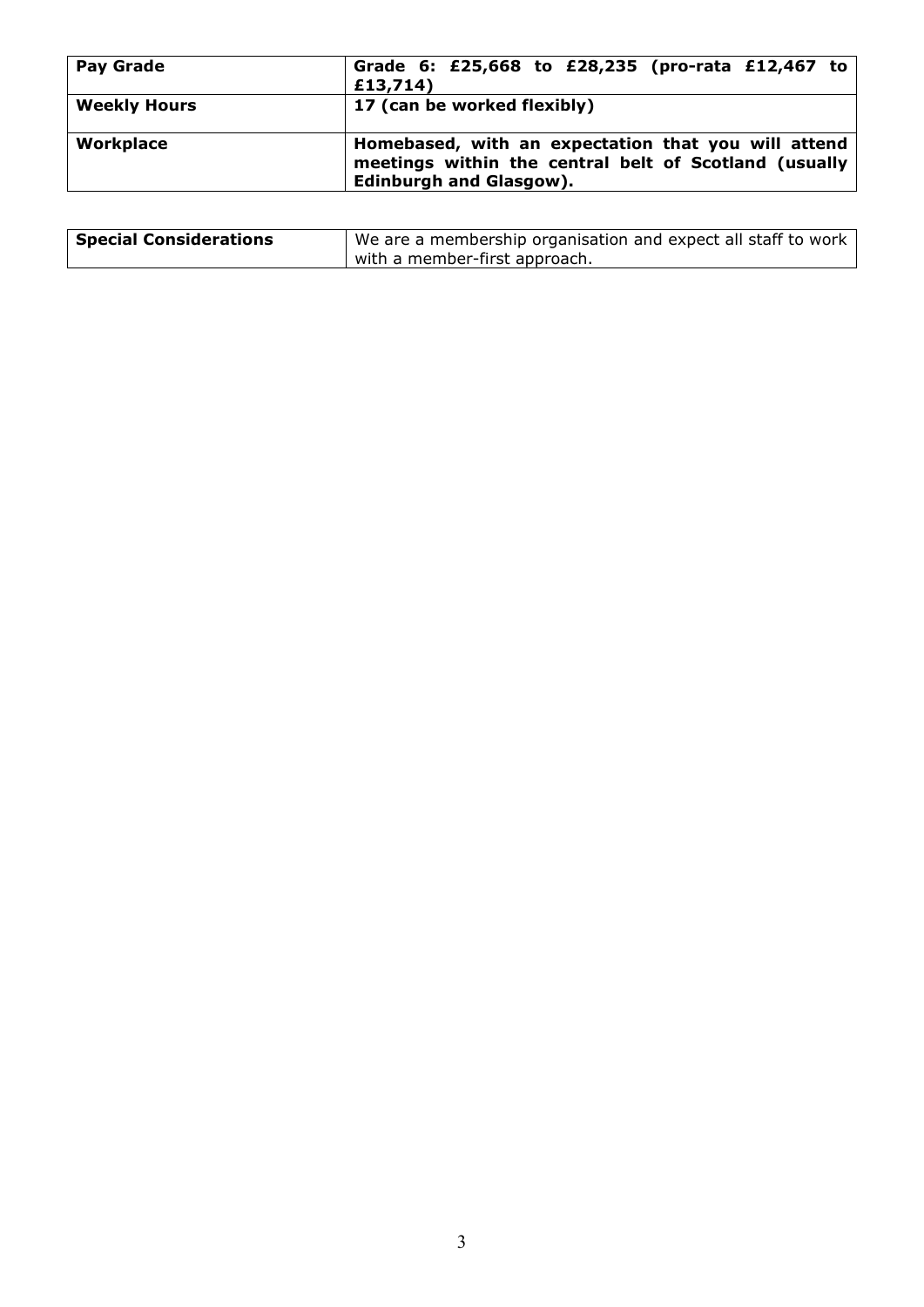| | |
|---|---|
| **Pay Grade** | **Grade 6: £25,668 to £28,235 (pro-rata £12,467 to £13,714)** |
| **Weekly Hours** | **17 (can be worked flexibly)** |
| **Workplace** | **Homebased, with an expectation that you will attend meetings within the central belt of Scotland (usually Edinburgh and Glasgow).** |

| | |
|---|---|
| **Special Considerations** | We are a membership organisation and expect all staff to work with a member-first approach. |